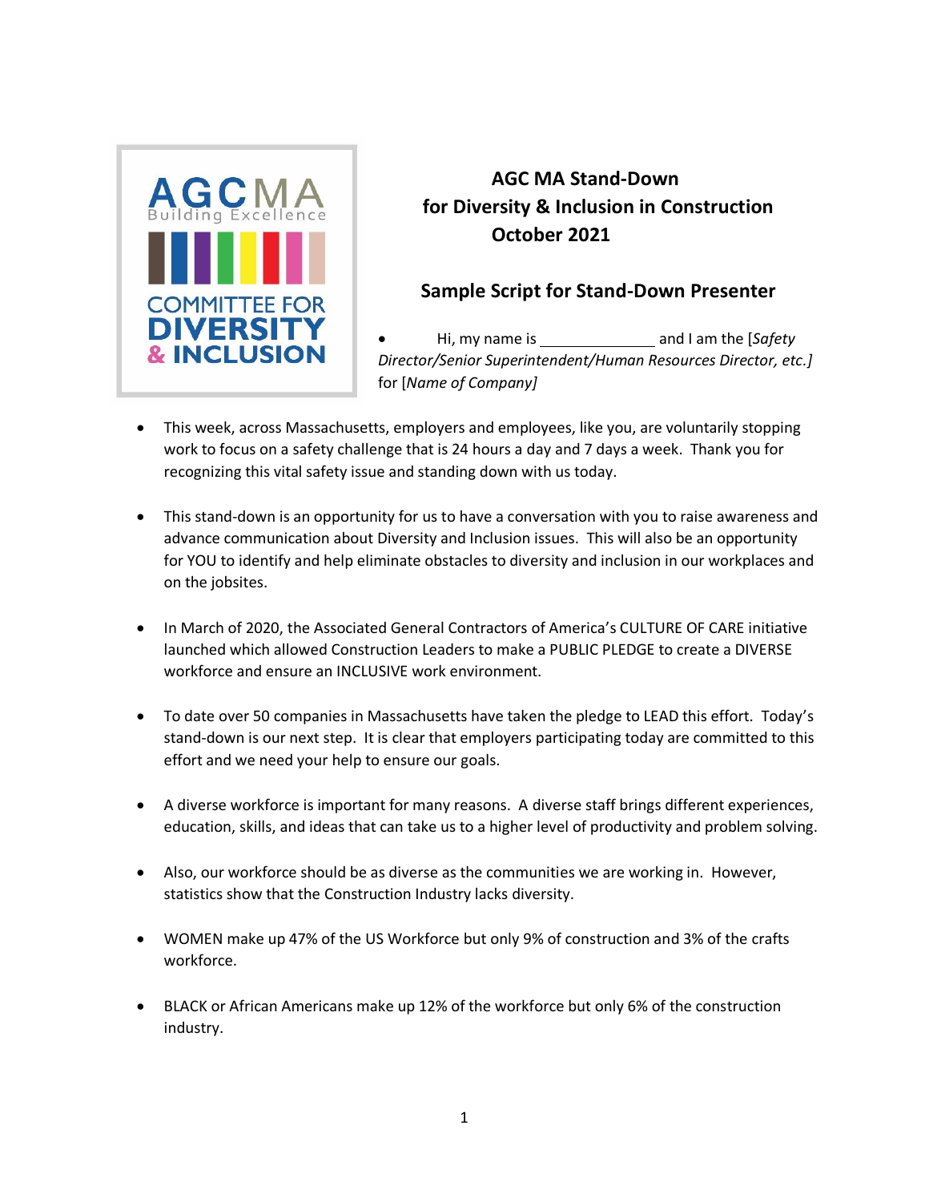AGCMA Building Excellence

COMMITTEE FOR DIVERSITY & INCLUSION

# AGC MA Stand-Down for Diversity & Inclusion in Construction October 2021

## Sample Script for Stand-Down Presenter

- Hi, my name is ______________ and I am the [*Safety Director/Senior Superintendent/Human Resources Director, etc.]* for [*Name of Company]*

- This week, across Massachusetts, employers and employees, like you, are voluntarily stopping work to focus on a safety challenge that is 24 hours a day and 7 days a week. Thank you for recognizing this vital safety issue and standing down with us today.

- This stand-down is an opportunity for us to have a conversation with you to raise awareness and advance communication about Diversity and Inclusion issues. This will also be an opportunity for YOU to identify and help eliminate obstacles to diversity and inclusion in our workplaces and on the jobsites.

- In March of 2020, the Associated General Contractors of America's CULTURE OF CARE initiative launched which allowed Construction Leaders to make a PUBLIC PLEDGE to create a DIVERSE workforce and ensure an INCLUSIVE work environment.

- To date over 50 companies in Massachusetts have taken the pledge to LEAD this effort. Today's stand-down is our next step. It is clear that employers participating today are committed to this effort and we need your help to ensure our goals.

- A diverse workforce is important for many reasons. A diverse staff brings different experiences, education, skills, and ideas that can take us to a higher level of productivity and problem solving.

- Also, our workforce should be as diverse as the communities we are working in. However, statistics show that the Construction Industry lacks diversity.

- WOMEN make up 47% of the US Workforce but only 9% of construction and 3% of the crafts workforce.

- BLACK or African Americans make up 12% of the workforce but only 6% of the construction industry.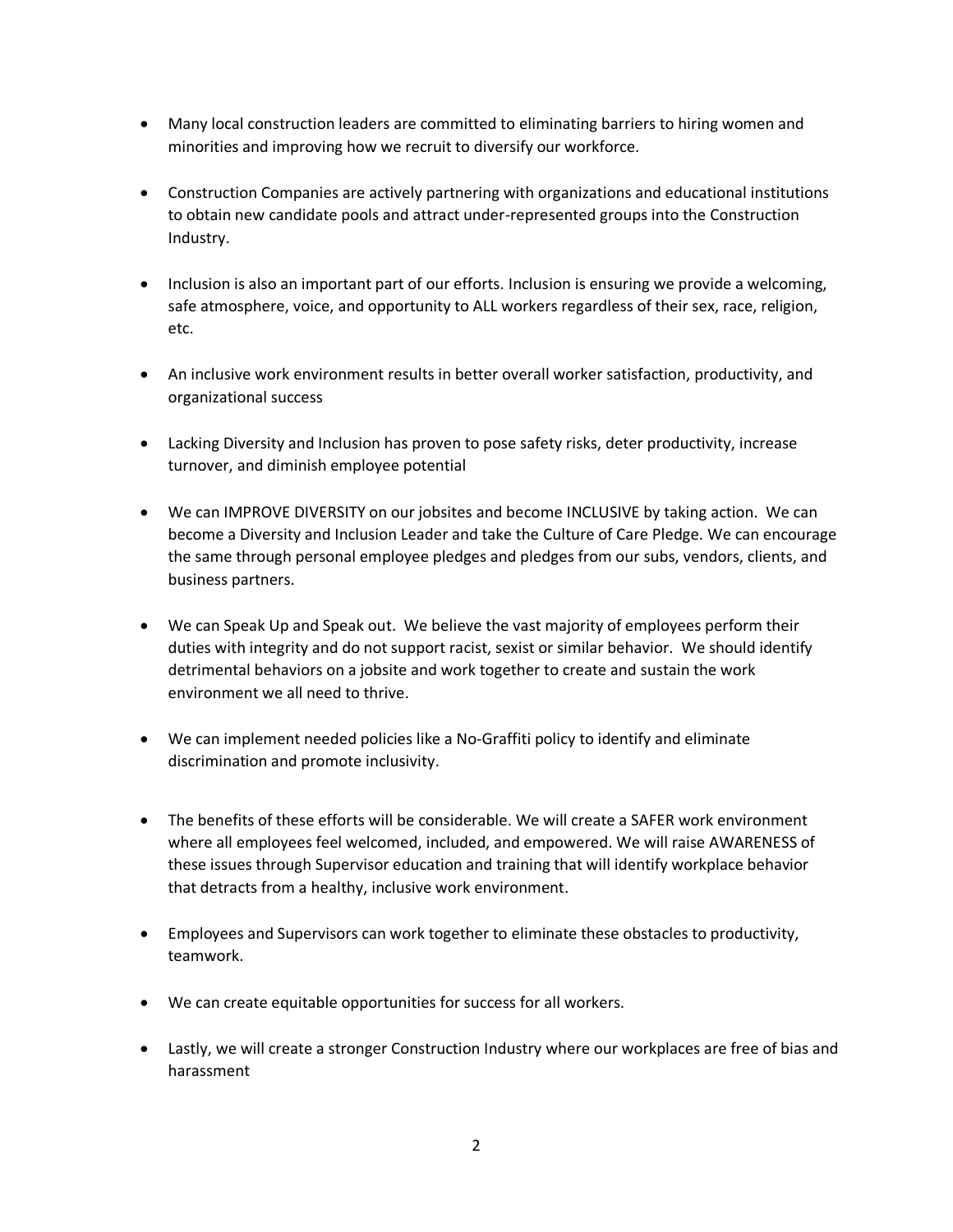- Many local construction leaders are committed to eliminating barriers to hiring women and minorities and improving how we recruit to diversify our workforce.

- Construction Companies are actively partnering with organizations and educational institutions to obtain new candidate pools and attract under-represented groups into the Construction Industry.

- Inclusion is also an important part of our efforts. Inclusion is ensuring we provide a welcoming, safe atmosphere, voice, and opportunity to ALL workers regardless of their sex, race, religion, etc.

- An inclusive work environment results in better overall worker satisfaction, productivity, and organizational success

- Lacking Diversity and Inclusion has proven to pose safety risks, deter productivity, increase turnover, and diminish employee potential

- We can IMPROVE DIVERSITY on our jobsites and become INCLUSIVE by taking action. We can become a Diversity and Inclusion Leader and take the Culture of Care Pledge. We can encourage the same through personal employee pledges and pledges from our subs, vendors, clients, and business partners.

- We can Speak Up and Speak out. We believe the vast majority of employees perform their duties with integrity and do not support racist, sexist or similar behavior. We should identify detrimental behaviors on a jobsite and work together to create and sustain the work environment we all need to thrive.

- We can implement needed policies like a No-Graffiti policy to identify and eliminate discrimination and promote inclusivity.

- The benefits of these efforts will be considerable. We will create a SAFER work environment where all employees feel welcomed, included, and empowered. We will raise AWARENESS of these issues through Supervisor education and training that will identify workplace behavior that detracts from a healthy, inclusive work environment.

- Employees and Supervisors can work together to eliminate these obstacles to productivity, teamwork.

- We can create equitable opportunities for success for all workers.

- Lastly, we will create a stronger Construction Industry where our workplaces are free of bias and harassment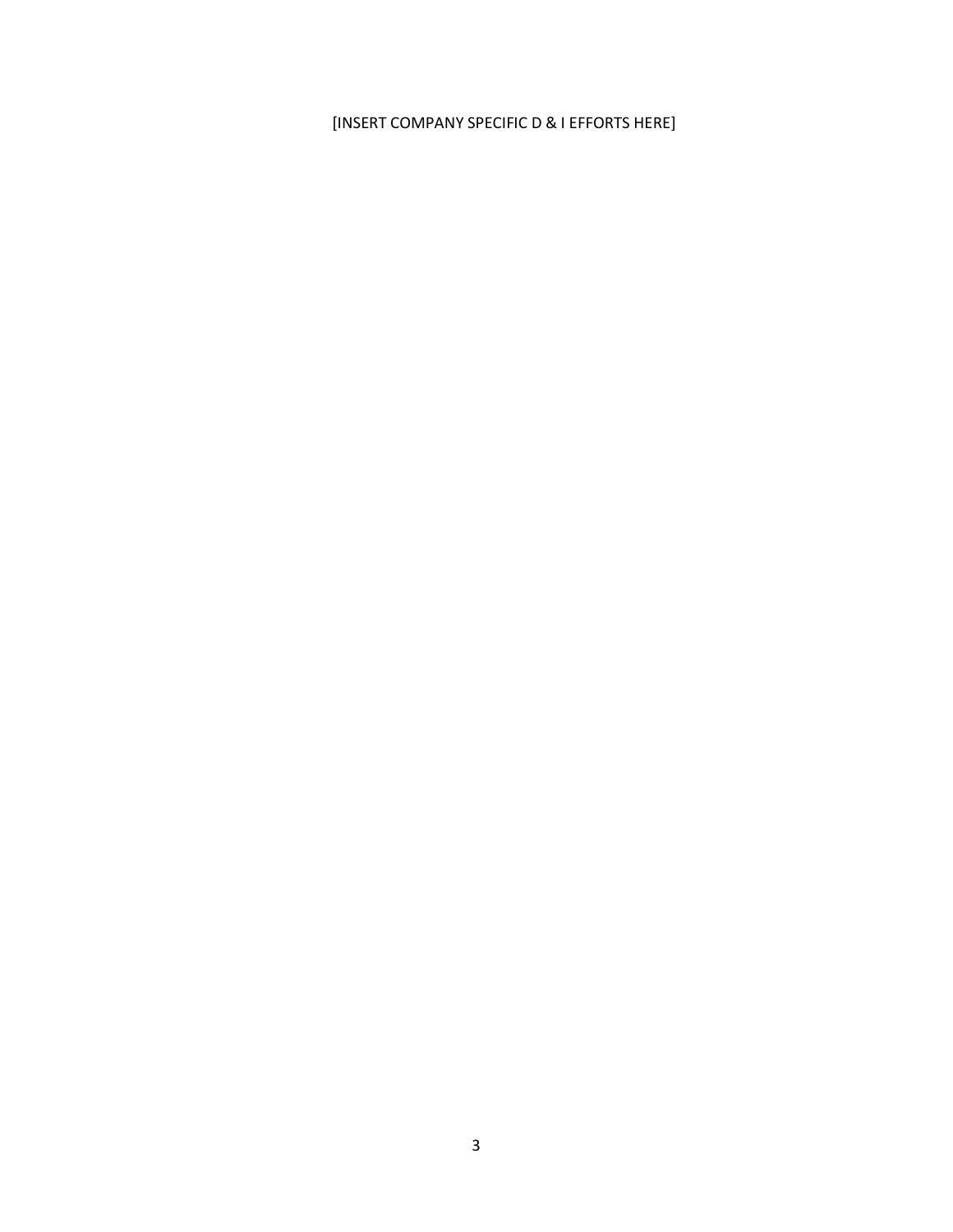[INSERT COMPANY SPECIFIC D & I EFFORTS HERE]